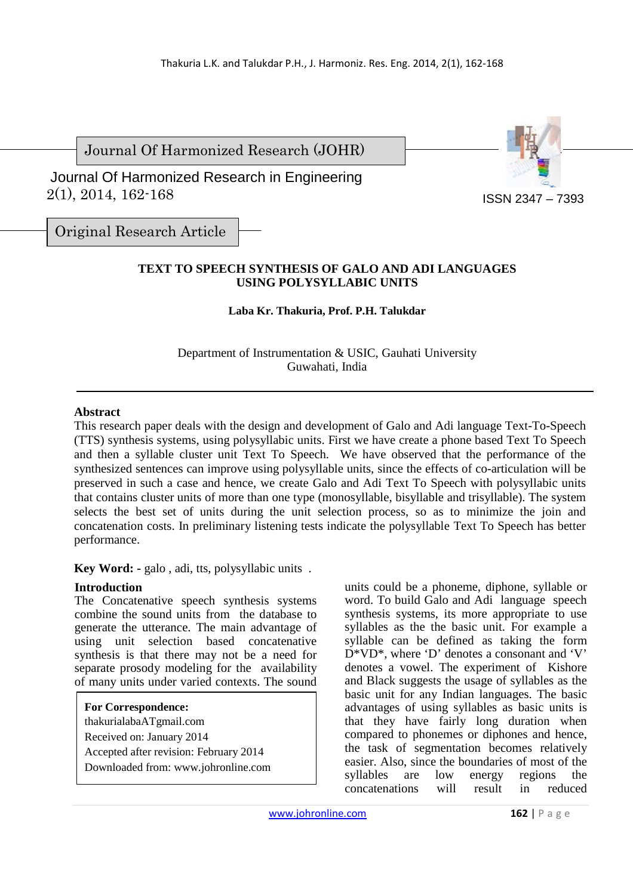Journal Of Harmonized Research (JOHR)

Journal Of Harmonized Research in Engineering
2(1), 2014, 162-168

ISSN 2347 – 7393

Original Research Article

# TEXT TO SPEECH SYNTHESIS OF GALO AND ADI LANGUAGES USING POLYSYLLABIC UNITS

**Laba Kr. Thakuria, Prof. P.H. Talukdar**

Department of Instrumentation & USIC, Gauhati University
Guwahati, India

## Abstract

This research paper deals with the design and development of Galo and Adi language Text-To-Speech (TTS) synthesis systems, using polysyllabic units. First we have create a phone based Text To Speech and then a syllable cluster unit Text To Speech. We have observed that the performance of the synthesized sentences can improve using polysyllable units, since the effects of co-articulation will be preserved in such a case and hence, we create Galo and Adi Text To Speech with polysyllabic units that contains cluster units of more than one type (monosyllable, bisyllable and trisyllable). The system selects the best set of units during the unit selection process, so as to minimize the join and concatenation costs. In preliminary listening tests indicate the polysyllable Text To Speech has better performance.

**Key Word: -** galo , adi, tts, polysyllabic units .

## Introduction

The Concatenative speech synthesis systems combine the sound units from the database to generate the utterance. The main advantage of using unit selection based concatenative synthesis is that there may not be a need for separate prosody modeling for the availability of many units under varied contexts. The sound units could be a phoneme, diphone, syllable or word. To build Galo and Adi language speech synthesis systems, its more appropriate to use syllables as the the basic unit. For example a syllable can be defined as taking the form D*VD*, where 'D' denotes a consonant and 'V' denotes a vowel. The experiment of Kishore and Black suggests the usage of syllables as the basic unit for any Indian languages. The basic advantages of using syllables as basic units is that they have fairly long duration when compared to phonemes or diphones and hence, the task of segmentation becomes relatively easier. Also, since the boundaries of most of the syllables are low energy regions the concatenations will result in reduced

**For Correspondence:**
thakurialabaATgmail.com
Received on: January 2014
Accepted after revision: February 2014
Downloaded from: www.johronline.com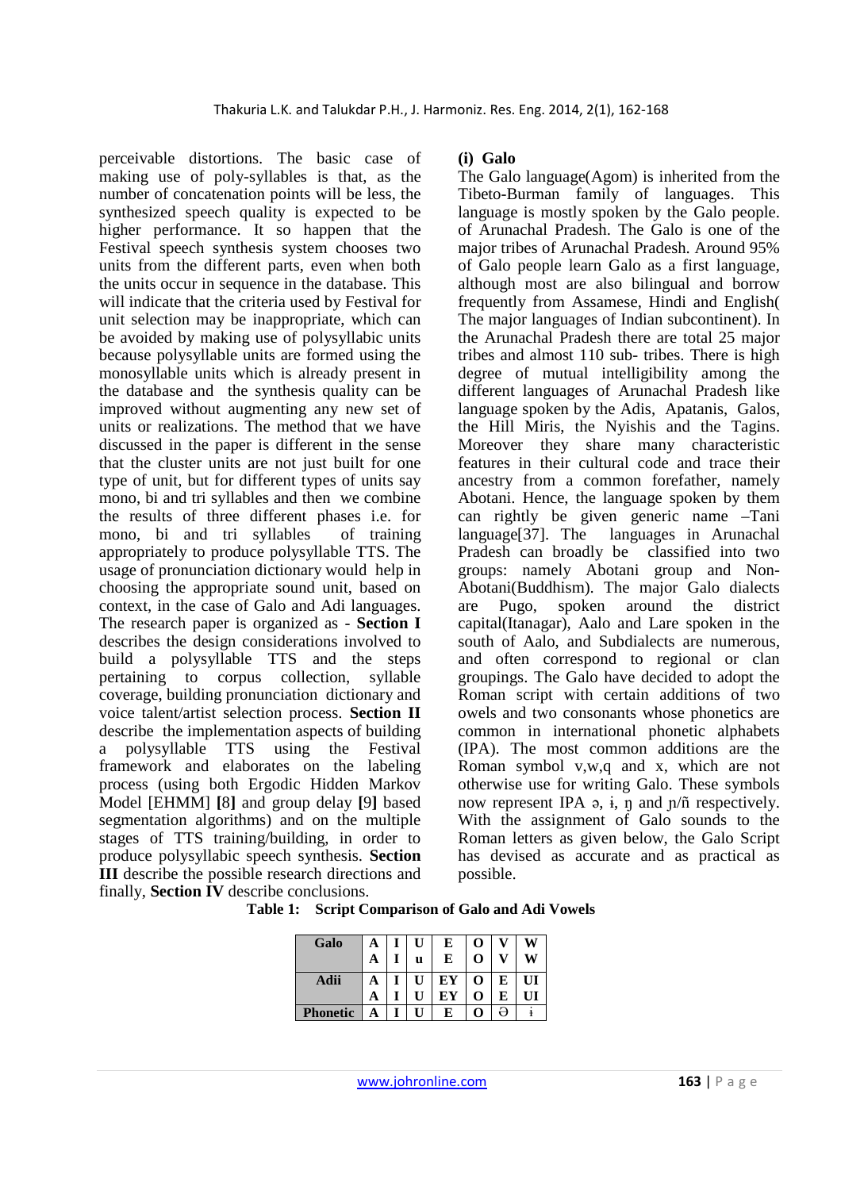perceivable distortions. The basic case of making use of poly-syllables is that, as the number of concatenation points will be less, the synthesized speech quality is expected to be higher performance. It so happen that the Festival speech synthesis system chooses two units from the different parts, even when both the units occur in sequence in the database. This will indicate that the criteria used by Festival for unit selection may be inappropriate, which can be avoided by making use of polysyllabic units because polysyllable units are formed using the monosyllable units which is already present in the database and the synthesis quality can be improved without augmenting any new set of units or realizations. The method that we have discussed in the paper is different in the sense that the cluster units are not just built for one type of unit, but for different types of units say mono, bi and tri syllables and then we combine the results of three different phases i.e. for mono, bi and tri syllables of training appropriately to produce polysyllable TTS. The usage of pronunciation dictionary would help in choosing the appropriate sound unit, based on context, in the case of Galo and Adi languages. The research paper is organized as - **Section I** describes the design considerations involved to build a polysyllable TTS and the steps pertaining to corpus collection, syllable coverage, building pronunciation dictionary and voice talent/artist selection process. **Section II** describe the implementation aspects of building a polysyllable TTS using the Festival framework and elaborates on the labeling process (using both Ergodic Hidden Markov Model [EHMM] **[**8**]** and group delay **[**9**]** based segmentation algorithms) and on the multiple stages of TTS training/building, in order to produce polysyllabic speech synthesis. **Section III** describe the possible research directions and finally, **Section IV** describe conclusions.

**(i) Galo**

The Galo language(Agom) is inherited from the Tibeto-Burman family of languages. This language is mostly spoken by the Galo people. of Arunachal Pradesh. The Galo is one of the major tribes of Arunachal Pradesh. Around 95% of Galo people learn Galo as a first language, although most are also bilingual and borrow frequently from Assamese, Hindi and English( The major languages of Indian subcontinent). In the Arunachal Pradesh there are total 25 major tribes and almost 110 sub- tribes. There is high degree of mutual intelligibility among the different languages of Arunachal Pradesh like language spoken by the Adis, Apatanis, Galos, the Hill Miris, the Nyishis and the Tagins. Moreover they share many characteristic features in their cultural code and trace their ancestry from a common forefather, namely Abotani. Hence, the language spoken by them can rightly be given generic name –Tani language[37]. The languages in Arunachal Pradesh can broadly be classified into two groups: namely Abotani group and Non-Abotani(Buddhism). The major Galo dialects are Pugo, spoken around the district capital(Itanagar), Aalo and Lare spoken in the south of Aalo, and Subdialects are numerous, and often correspond to regional or clan groupings. The Galo have decided to adopt the Roman script with certain additions of two owels and two consonants whose phonetics are common in international phonetic alphabets (IPA). The most common additions are the Roman symbol v,w,q and x, which are not otherwise use for writing Galo. These symbols now represent IPA ə, ɨ, ŋ and ɲ/ñ respectively. With the assignment of Galo sounds to the Roman letters as given below, the Galo Script has devised as accurate and as practical as possible.

**Table 1: Script Comparison of Galo and Adi Vowels**

| **Galo** | **A A** | **I I** | **U u** | **E E** | **O O** | **V V** | **W W** |
|---|---|---|---|---|---|---|---|
| **Adii** | **A A** | **I I** | **U U** | **EY EY** | **O O** | **E E** | **UI UI** |
| **Phonetic** | **A** | **I** | **U** | **E** | **O** | **ə** | **ɨ** |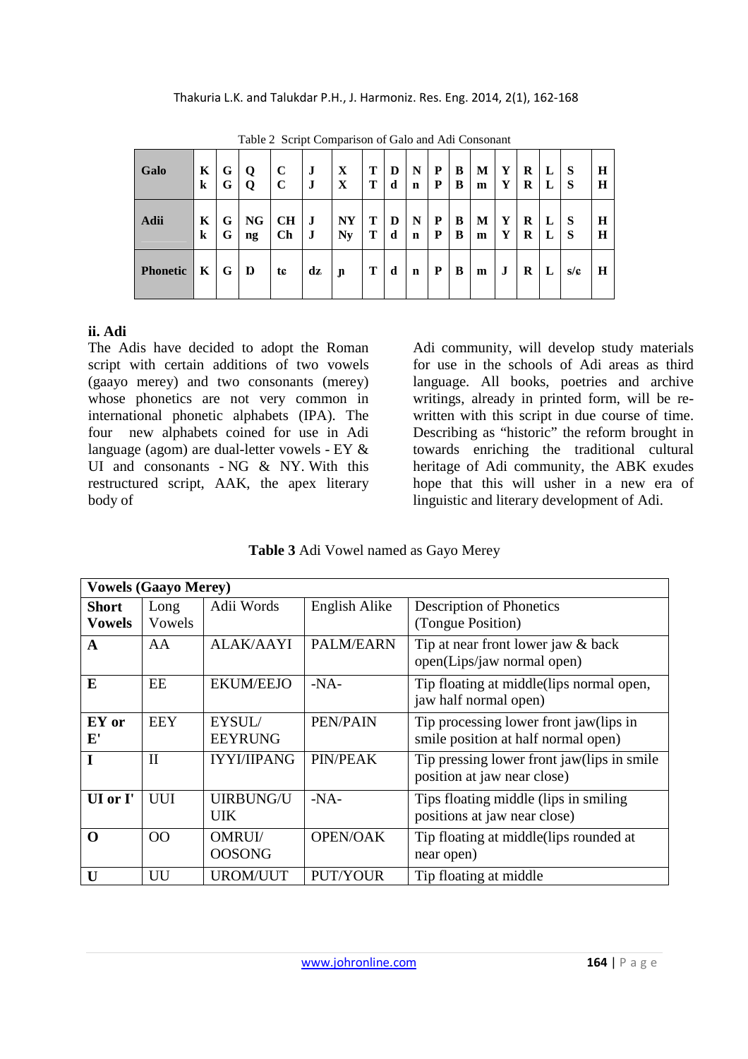Table 2 Script Comparison of Galo and Adi Consonant

| Galo | K k | G G | Q Q | C C | J J | X X | T T | D d | N n | P P | B B | M m | Y Y | R R | L L | S S | H H |
|---|---|---|---|---|---|---|---|---|---|---|---|---|---|---|---|---|---|
| **Adii** | K k | G G | NG ng | CH Ch | J J | NY Ny | T T | D d | N n | P P | B B | M m | Y Y | R R | L L | S S | H H |
| **Phonetic** | K | G | Ŋ | tɕ | dʑ | ɲ | T | d | n | P | B | m | J | R | L | s/ɕ | H |

### ii. Adi

The Adis have decided to adopt the Roman script with certain additions of two vowels (gaayo merey) and two consonants (merey) whose phonetics are not very common in international phonetic alphabets (IPA). The four new alphabets coined for use in Adi language (agom) are dual-letter vowels - EY & UI and consonants - NG & NY. With this restructured script, AAK, the apex literary body of Adi community, will develop study materials for use in the schools of Adi areas as third language. All books, poetries and archive writings, already in printed form, will be re-written with this script in due course of time. Describing as "historic" the reform brought in towards enriching the traditional cultural heritage of Adi community, the ABK exudes hope that this will usher in a new era of linguistic and literary development of Adi.

**Table 3** Adi Vowel named as Gayo Merey

| **Vowels (Gaayo Merey)** | | | | |
|---|---|---|---|---|
| **Short Vowels** | Long Vowels | Adii Words | English Alike | Description of Phonetics (Tongue Position) |
| **A** | AA | ALAK/AAYI | PALM/EARN | Tip at near front lower jaw & back open(Lips/jaw normal open) |
| **E** | EE | EKUM/EEJO | -NA- | Tip floating at middle(lips normal open, jaw half normal open) |
| **EY or E'** | EEY | EYSUL/ EEYRUNG | PEN/PAIN | Tip processing lower front jaw(lips in smile position at half normal open) |
| **I** | II | IYYI/IIPANG | PIN/PEAK | Tip pressing lower front jaw(lips in smile position at jaw near close) |
| **UI or I'** | UUI | UIRBUNG/U UIK | -NA- | Tips floating middle (lips in smiling positions at jaw near close) |
| **O** | OO | OMRUI/ OOSONG | OPEN/OAK | Tip floating at middle(lips rounded at near open) |
| **U** | UU | UROM/UUT | PUT/YOUR | Tip floating at middle |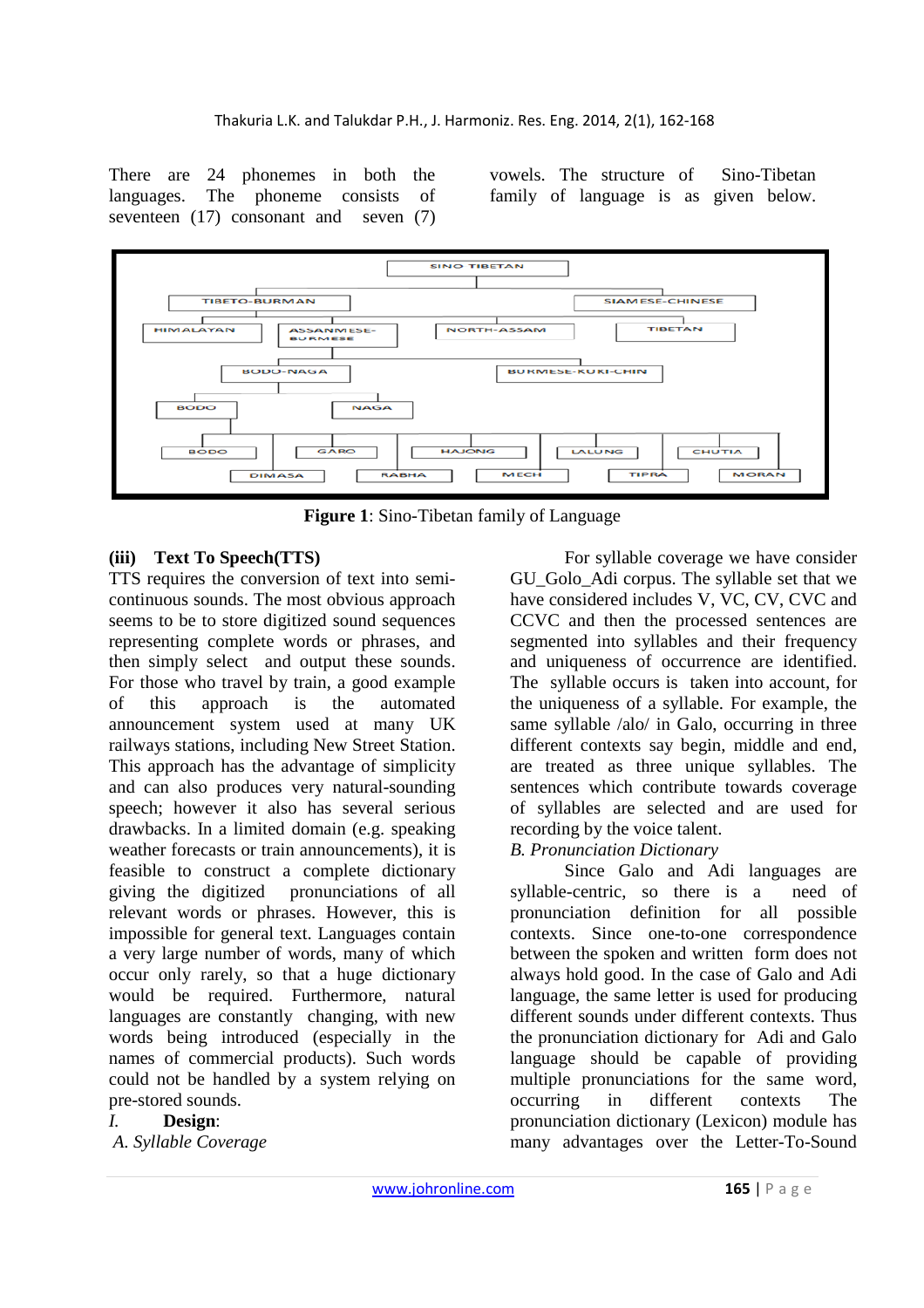There are 24 phonemes in both the languages. The phoneme consists of seventeen (17) consonant and seven (7) vowels. The structure of Sino-Tibetan family of language is as given below.

Figure 1: Sino-Tibetan family of Language

### (iii) Text To Speech(TTS)

TTS requires the conversion of text into semi-continuous sounds. The most obvious approach seems to be to store digitized sound sequences representing complete words or phrases, and then simply select and output these sounds. For those who travel by train, a good example of this approach is the automated announcement system used at many UK railways stations, including New Street Station. This approach has the advantage of simplicity and can also produces very natural-sounding speech; however it also has several serious drawbacks. In a limited domain (e.g. speaking weather forecasts or train announcements), it is feasible to construct a complete dictionary giving the digitized pronunciations of all relevant words or phrases. However, this is impossible for general text. Languages contain a very large number of words, many of which occur only rarely, so that a huge dictionary would be required. Furthermore, natural languages are constantly changing, with new words being introduced (especially in the names of commercial products). Such words could not be handled by a system relying on pre-stored sounds.

*I.* **Design**:

*A. Syllable Coverage*

For syllable coverage we have consider GU_Golo_Adi corpus. The syllable set that we have considered includes V, VC, CV, CVC and CCVC and then the processed sentences are segmented into syllables and their frequency and uniqueness of occurrence are identified. The syllable occurs is taken into account, for the uniqueness of a syllable. For example, the same syllable /alo/ in Galo, occurring in three different contexts say begin, middle and end, are treated as three unique syllables. The sentences which contribute towards coverage of syllables are selected and are used for recording by the voice talent.

*B. Pronunciation Dictionary*

Since Galo and Adi languages are syllable-centric, so there is a need of pronunciation definition for all possible contexts. Since one-to-one correspondence between the spoken and written form does not always hold good. In the case of Galo and Adi language, the same letter is used for producing different sounds under different contexts. Thus the pronunciation dictionary for Adi and Galo language should be capable of providing multiple pronunciations for the same word, occurring in different contexts The pronunciation dictionary (Lexicon) module has many advantages over the Letter-To-Sound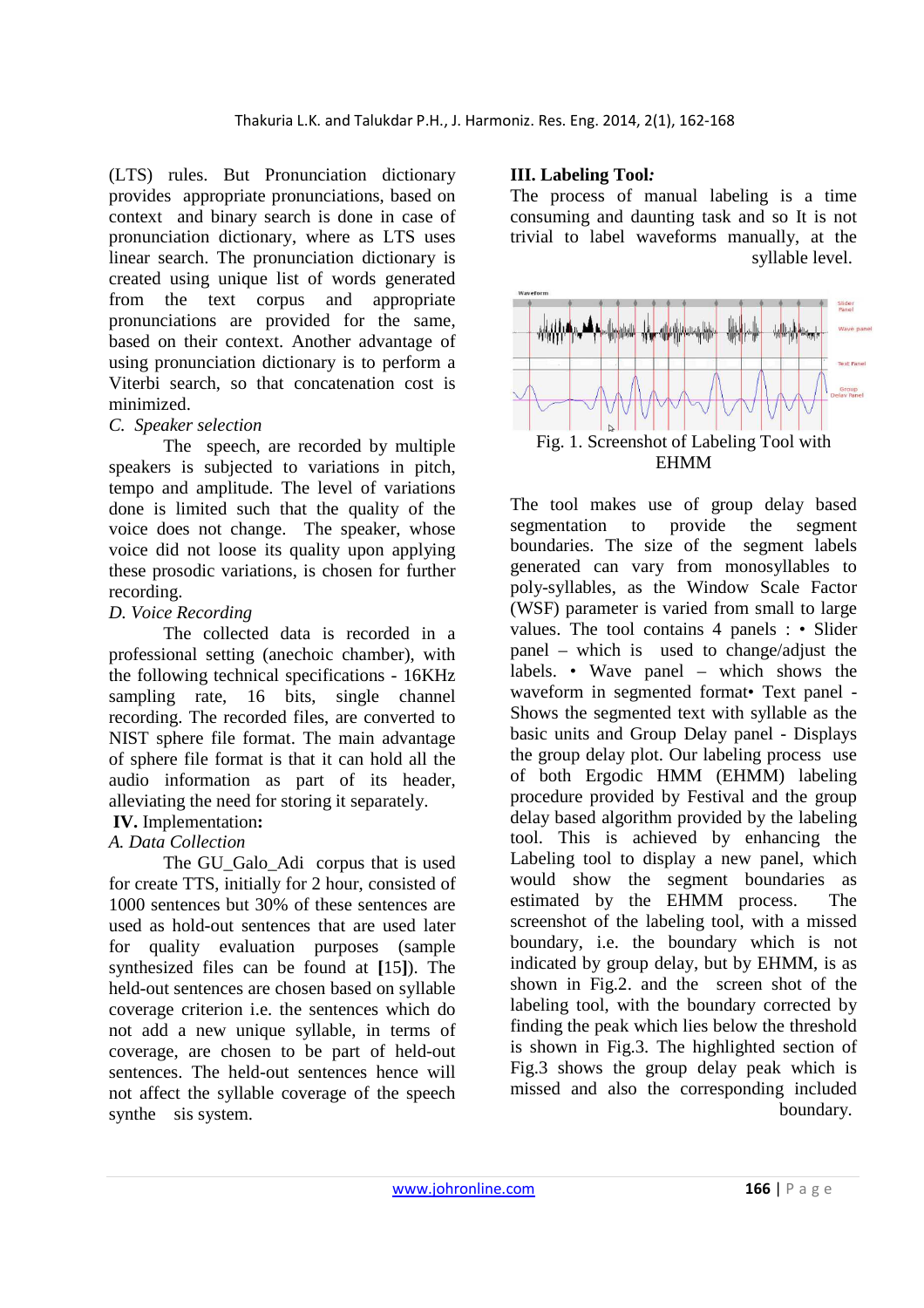(LTS) rules. But Pronunciation dictionary provides appropriate pronunciations, based on context and binary search is done in case of pronunciation dictionary, where as LTS uses linear search. The pronunciation dictionary is created using unique list of words generated from the text corpus and appropriate pronunciations are provided for the same, based on their context. Another advantage of using pronunciation dictionary is to perform a Viterbi search, so that concatenation cost is minimized.

*C. Speaker selection*

The speech, are recorded by multiple speakers is subjected to variations in pitch, tempo and amplitude. The level of variations done is limited such that the quality of the voice does not change. The speaker, whose voice did not loose its quality upon applying these prosodic variations, is chosen for further recording.

*D. Voice Recording*

The collected data is recorded in a professional setting (anechoic chamber), with the following technical specifications - 16KHz sampling rate, 16 bits, single channel recording. The recorded files, are converted to NIST sphere file format. The main advantage of sphere file format is that it can hold all the audio information as part of its header, alleviating the need for storing it separately.

## IV. Implementation:

*A. Data Collection*

The GU_Galo_Adi corpus that is used for create TTS, initially for 2 hour, consisted of 1000 sentences but 30% of these sentences are used as hold-out sentences that are used later for quality evaluation purposes (sample synthesized files can be found at **[**15**]**). The held-out sentences are chosen based on syllable coverage criterion i.e. the sentences which do not add a new unique syllable, in terms of coverage, are chosen to be part of held-out sentences. The held-out sentences hence will not affect the syllable coverage of the speech synthe sis system.

## III. Labeling Tool*:*

The process of manual labeling is a time consuming and daunting task and so It is not trivial to label waveforms manually, at the syllable level.

Fig. 1. Screenshot of Labeling Tool with EHMM

The tool makes use of group delay based segmentation to provide the segment boundaries. The size of the segment labels generated can vary from monosyllables to poly-syllables, as the Window Scale Factor (WSF) parameter is varied from small to large values. The tool contains 4 panels : • Slider panel – which is used to change/adjust the labels. • Wave panel – which shows the waveform in segmented format• Text panel - Shows the segmented text with syllable as the basic units and Group Delay panel - Displays the group delay plot. Our labeling process use of both Ergodic HMM (EHMM) labeling procedure provided by Festival and the group delay based algorithm provided by the labeling tool. This is achieved by enhancing the Labeling tool to display a new panel, which would show the segment boundaries as estimated by the EHMM process. The screenshot of the labeling tool, with a missed boundary, i.e. the boundary which is not indicated by group delay, but by EHMM, is as shown in Fig.2. and the screen shot of the labeling tool, with the boundary corrected by finding the peak which lies below the threshold is shown in Fig.3. The highlighted section of Fig.3 shows the group delay peak which is missed and also the corresponding included boundary.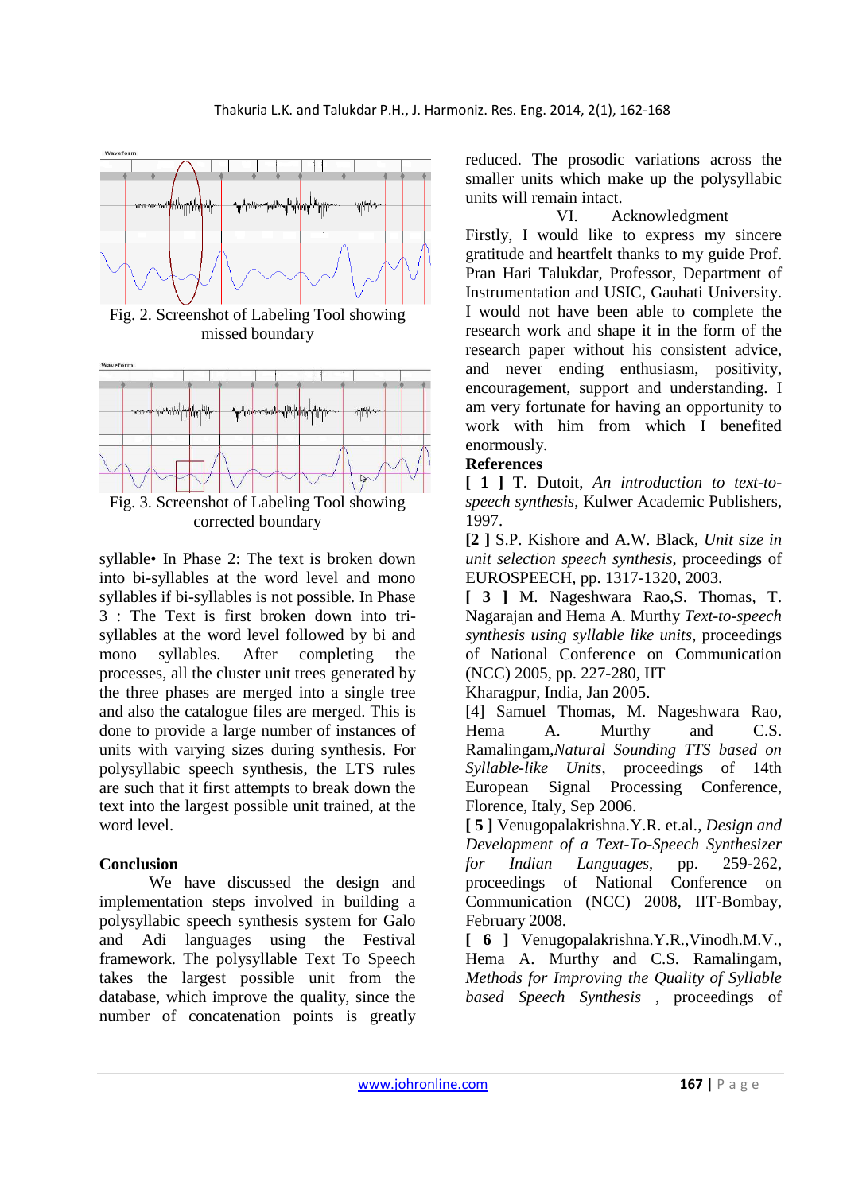Fig. 2. Screenshot of Labeling Tool showing missed boundary

Fig. 3. Screenshot of Labeling Tool showing corrected boundary

syllable• In Phase 2: The text is broken down into bi-syllables at the word level and mono syllables if bi-syllables is not possible. In Phase 3 : The Text is first broken down into tri-syllables at the word level followed by bi and mono syllables. After completing the processes, all the cluster unit trees generated by the three phases are merged into a single tree and also the catalogue files are merged. This is done to provide a large number of instances of units with varying sizes during synthesis. For polysyllabic speech synthesis, the LTS rules are such that it first attempts to break down the text into the largest possible unit trained, at the word level.

## Conclusion

We have discussed the design and implementation steps involved in building a polysyllabic speech synthesis system for Galo and Adi languages using the Festival framework. The polysyllable Text To Speech takes the largest possible unit from the database, which improve the quality, since the number of concatenation points is greatly reduced. The prosodic variations across the smaller units which make up the polysyllabic units will remain intact.

## VI. Acknowledgment

Firstly, I would like to express my sincere gratitude and heartfelt thanks to my guide Prof. Pran Hari Talukdar, Professor, Department of Instrumentation and USIC, Gauhati University. I would not have been able to complete the research work and shape it in the form of the research paper without his consistent advice, and never ending enthusiasm, positivity, encouragement, support and understanding. I am very fortunate for having an opportunity to work with him from which I benefited enormously.

## References

**[ 1 ]** T. Dutoit, *An introduction to text-to-speech synthesis*, Kulwer Academic Publishers, 1997.

**[2 ]** S.P. Kishore and A.W. Black, *Unit size in unit selection speech synthesis*, proceedings of EUROSPEECH, pp. 1317-1320, 2003.

**[ 3 ]** M. Nageshwara Rao,S. Thomas, T. Nagarajan and Hema A. Murthy *Text-to-speech synthesis using syllable like units*, proceedings of National Conference on Communication (NCC) 2005, pp. 227-280, IIT Kharagpur, India, Jan 2005.

[4] Samuel Thomas, M. Nageshwara Rao, Hema A. Murthy and C.S. Ramalingam,*Natural Sounding TTS based on Syllable-like Units*, proceedings of 14th European Signal Processing Conference, Florence, Italy, Sep 2006.

**[ 5 ]** Venugopalakrishna.Y.R. et.al., *Design and Development of a Text-To-Speech Synthesizer for Indian Languages*, pp. 259-262, proceedings of National Conference on Communication (NCC) 2008, IIT-Bombay, February 2008.

**[ 6 ]** Venugopalakrishna.Y.R.,Vinodh.M.V., Hema A. Murthy and C.S. Ramalingam, *Methods for Improving the Quality of Syllable based Speech Synthesis* , proceedings of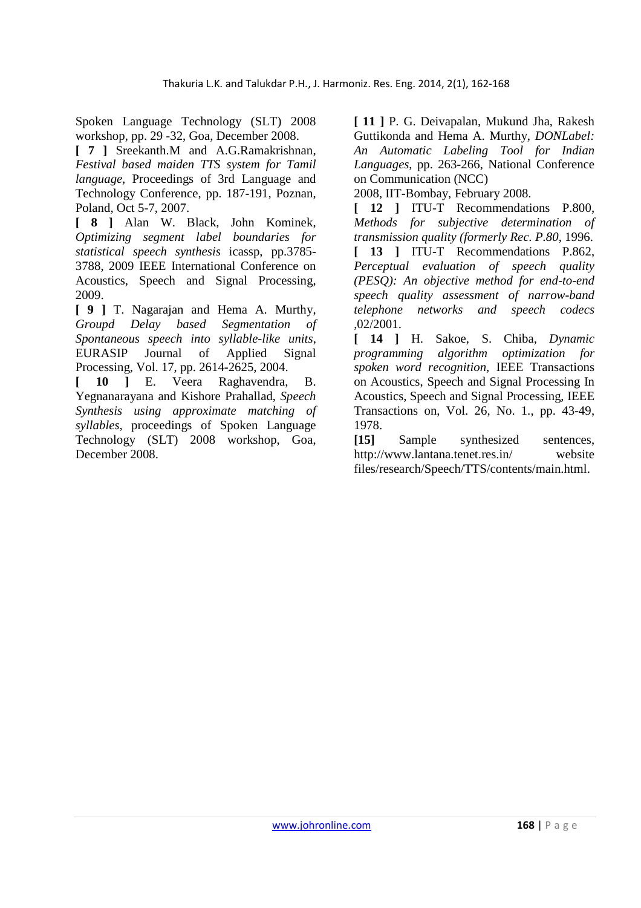Spoken Language Technology (SLT) 2008 workshop, pp. 29 -32, Goa, December 2008.

**[ 7 ]** Sreekanth.M and A.G.Ramakrishnan, *Festival based maiden TTS system for Tamil language*, Proceedings of 3rd Language and Technology Conference, pp. 187-191, Poznan, Poland, Oct 5-7, 2007.

**[ 8 ]** Alan W. Black, John Kominek, *Optimizing segment label boundaries for statistical speech synthesis* icassp, pp.3785-3788, 2009 IEEE International Conference on Acoustics, Speech and Signal Processing, 2009.

**[ 9 ]** T. Nagarajan and Hema A. Murthy, *Groupd Delay based Segmentation of Spontaneous speech into syllable-like units*, EURASIP Journal of Applied Signal Processing, Vol. 17, pp. 2614-2625, 2004.

**[ 10 ]** E. Veera Raghavendra, B. Yegnanarayana and Kishore Prahallad, *Speech Synthesis using approximate matching of syllables*, proceedings of Spoken Language Technology (SLT) 2008 workshop, Goa, December 2008.

**[ 11 ]** P. G. Deivapalan, Mukund Jha, Rakesh Guttikonda and Hema A. Murthy, *DONLabel: An Automatic Labeling Tool for Indian Languages*, pp. 263-266, National Conference on Communication (NCC)
2008, IIT-Bombay, February 2008.

**[ 12 ]** ITU-T Recommendations P.800, *Methods for subjective determination of transmission quality (formerly Rec. P.80*, 1996.

**[ 13 ]** ITU-T Recommendations P.862, *Perceptual evaluation of speech quality (PESQ): An objective method for end-to-end speech quality assessment of narrow-band telephone networks and speech codecs* ,02/2001.

**[ 14 ]** H. Sakoe, S. Chiba, *Dynamic programming algorithm optimization for spoken word recognition*, IEEE Transactions on Acoustics, Speech and Signal Processing In Acoustics, Speech and Signal Processing, IEEE Transactions on, Vol. 26, No. 1., pp. 43-49, 1978.

**[15]** Sample synthesized sentences, http://www.lantana.tenet.res.in/ website files/research/Speech/TTS/contents/main.html.